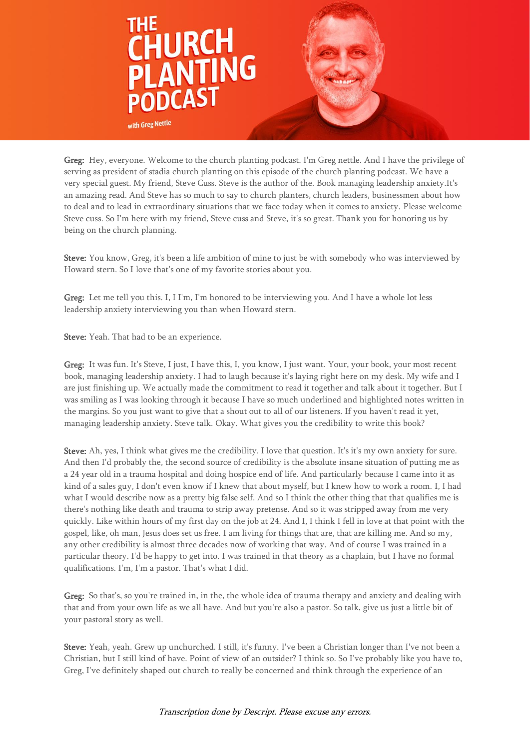# THE CHURCH PLANTING PODCAST

with Greg Nettle

**Greg:** Hey, everyone. Welcome to the church planting podcast. I'm Greg nettle. And I have the privilege of serving as president of stadia church planting on this episode of the church planting podcast. We have a very special guest. My friend, Steve Cuss. Steve is the author of the. Book managing leadership anxiety.It's an amazing read. And Steve has so much to say to church planters, church leaders, businessmen about how to deal and to lead in extraordinary situations that we face today when it comes to anxiety. Please welcome Steve cuss. So I'm here with my friend, Steve cuss and Steve, it's so great. Thank you for honoring us by being on the church planning.

**Steve:** You know, Greg, it's been a life ambition of mine to just be with somebody who was interviewed by Howard stern. So I love that's one of my favorite stories about you.

**Greg:** Let me tell you this. I, I I'm, I'm honored to be interviewing you. And I have a whole lot less leadership anxiety interviewing you than when Howard stern.

**Steve:** Yeah. That had to be an experience.

**Greg:** It was fun. It's Steve, I just, I have this, I, you know, I just want. Your, your book, your most recent book, managing leadership anxiety. I had to laugh because it's laying right here on my desk. My wife and I are just finishing up. We actually made the commitment to read it together and talk about it together. But I was smiling as I was looking through it because I have so much underlined and highlighted notes written in the margins. So you just want to give that a shout out to all of our listeners. If you haven't read it yet, managing leadership anxiety. Steve talk. Okay. What gives you the credibility to write this book?

**Steve:** Ah, yes, I think what gives me the credibility. I love that question. It's it's my own anxiety for sure. And then I'd probably the, the second source of credibility is the absolute insane situation of putting me as a 24 year old in a trauma hospital and doing hospice end of life. And particularly because I came into it as kind of a sales guy, I don't even know if I knew that about myself, but I knew how to work a room. I, I had what I would describe now as a pretty big false self. And so I think the other thing that that qualifies me is there's nothing like death and trauma to strip away pretense. And so it was stripped away from me very quickly. Like within hours of my first day on the job at 24. And I, I think I fell in love at that point with the gospel, like, oh man, Jesus does set us free. I am living for things that are, that are killing me. And so my, any other credibility is almost three decades now of working that way. And of course I was trained in a particular theory. I'd be happy to get into. I was trained in that theory as a chaplain, but I have no formal qualifications. I'm, I'm a pastor. That's what I did.

**Greg:** So that's, so you're trained in, in the, the whole idea of trauma therapy and anxiety and dealing with that and from your own life as we all have. And but you're also a pastor. So talk, give us just a little bit of your pastoral story as well.

**Steve:** Yeah, yeah. Grew up unchurched. I still, it's funny. I've been a Christian longer than I've not been a Christian, but I still kind of have. Point of view of an outsider? I think so. So I've probably like you have to, Greg, I've definitely shaped out church to really be concerned and think through the experience of an

*Transcription done by Descript. Please excuse any errors.*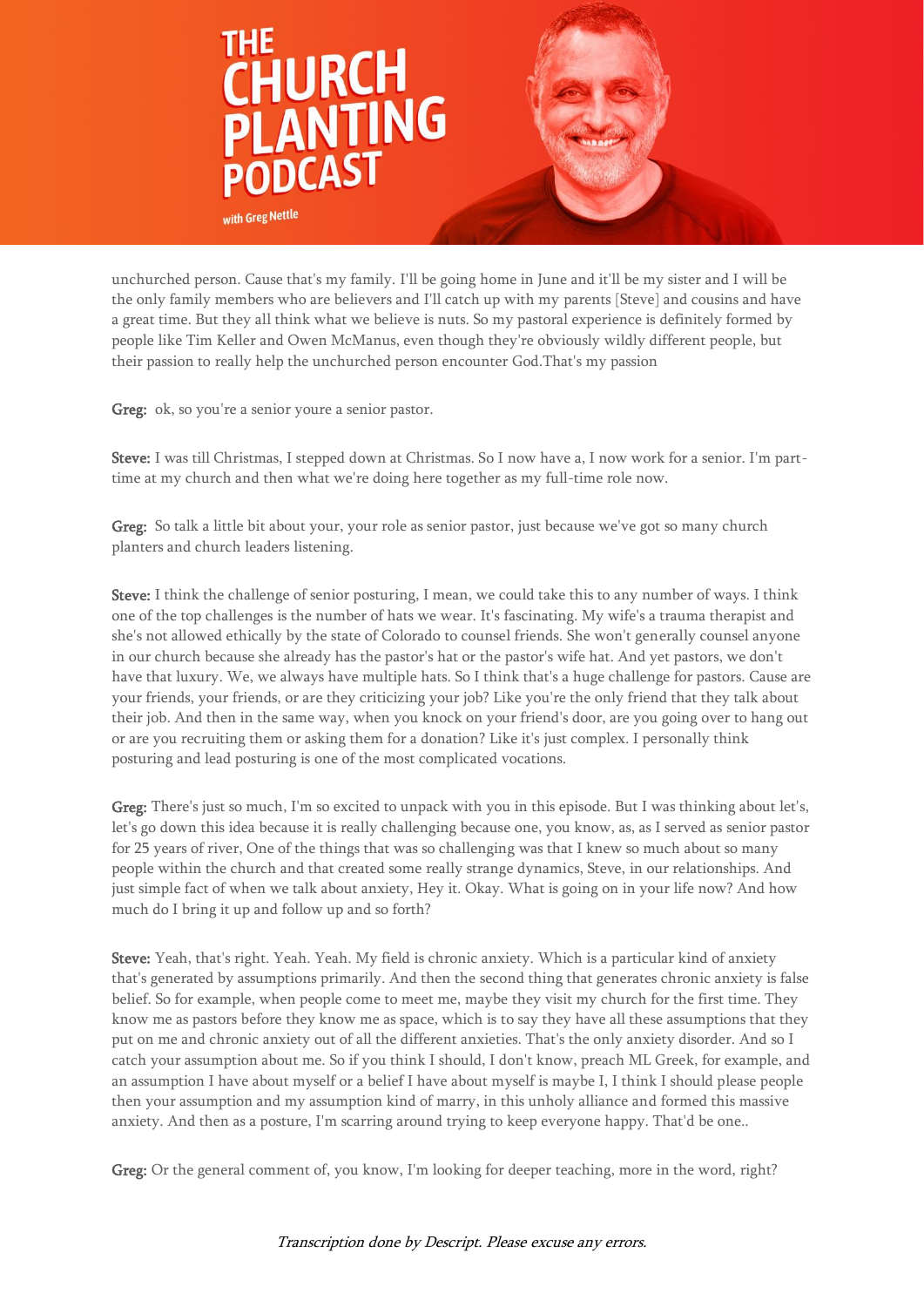unchurched person. Cause that's my family. I'll be going home in June and it'll be my sister and I will be the only family members who are believers and I'll catch up with my parents [Steve] and cousins and have a great time. But they all think what we believe is nuts. So my pastoral experience is definitely formed by people like Tim Keller and Owen McManus, even though they're obviously wildly different people, but their passion to really help the unchurched person encounter God.That's my passion

**Greg:** ok, so you're a senior youre a senior pastor.

**Steve:** I was till Christmas, I stepped down at Christmas. So I now have a, I now work for a senior. I'm part-time at my church and then what we're doing here together as my full-time role now.

**Greg:** So talk a little bit about your, your role as senior pastor, just because we've got so many church planters and church leaders listening.

**Steve:** I think the challenge of senior posturing, I mean, we could take this to any number of ways. I think one of the top challenges is the number of hats we wear. It's fascinating. My wife's a trauma therapist and she's not allowed ethically by the state of Colorado to counsel friends. She won't generally counsel anyone in our church because she already has the pastor's hat or the pastor's wife hat. And yet pastors, we don't have that luxury. We, we always have multiple hats. So I think that's a huge challenge for pastors. Cause are your friends, your friends, or are they criticizing your job? Like you're the only friend that they talk about their job. And then in the same way, when you knock on your friend's door, are you going over to hang out or are you recruiting them or asking them for a donation? Like it's just complex. I personally think posturing and lead posturing is one of the most complicated vocations.

**Greg:** There's just so much, I'm so excited to unpack with you in this episode. But I was thinking about let's, let's go down this idea because it is really challenging because one, you know, as, as I served as senior pastor for 25 years of river, One of the things that was so challenging was that I knew so much about so many people within the church and that created some really strange dynamics, Steve, in our relationships. And just simple fact of when we talk about anxiety, Hey it. Okay. What is going on in your life now? And how much do I bring it up and follow up and so forth?

**Steve:** Yeah, that's right. Yeah. Yeah. My field is chronic anxiety. Which is a particular kind of anxiety that's generated by assumptions primarily. And then the second thing that generates chronic anxiety is false belief. So for example, when people come to meet me, maybe they visit my church for the first time. They know me as pastors before they know me as space, which is to say they have all these assumptions that they put on me and chronic anxiety out of all the different anxieties. That's the only anxiety disorder. And so I catch your assumption about me. So if you think I should, I don't know, preach ML Greek, for example, and an assumption I have about myself or a belief I have about myself is maybe I, I think I should please people then your assumption and my assumption kind of marry, in this unholy alliance and formed this massive anxiety. And then as a posture, I'm scarring around trying to keep everyone happy. That'd be one..

**Greg:** Or the general comment of, you know, I'm looking for deeper teaching, more in the word, right?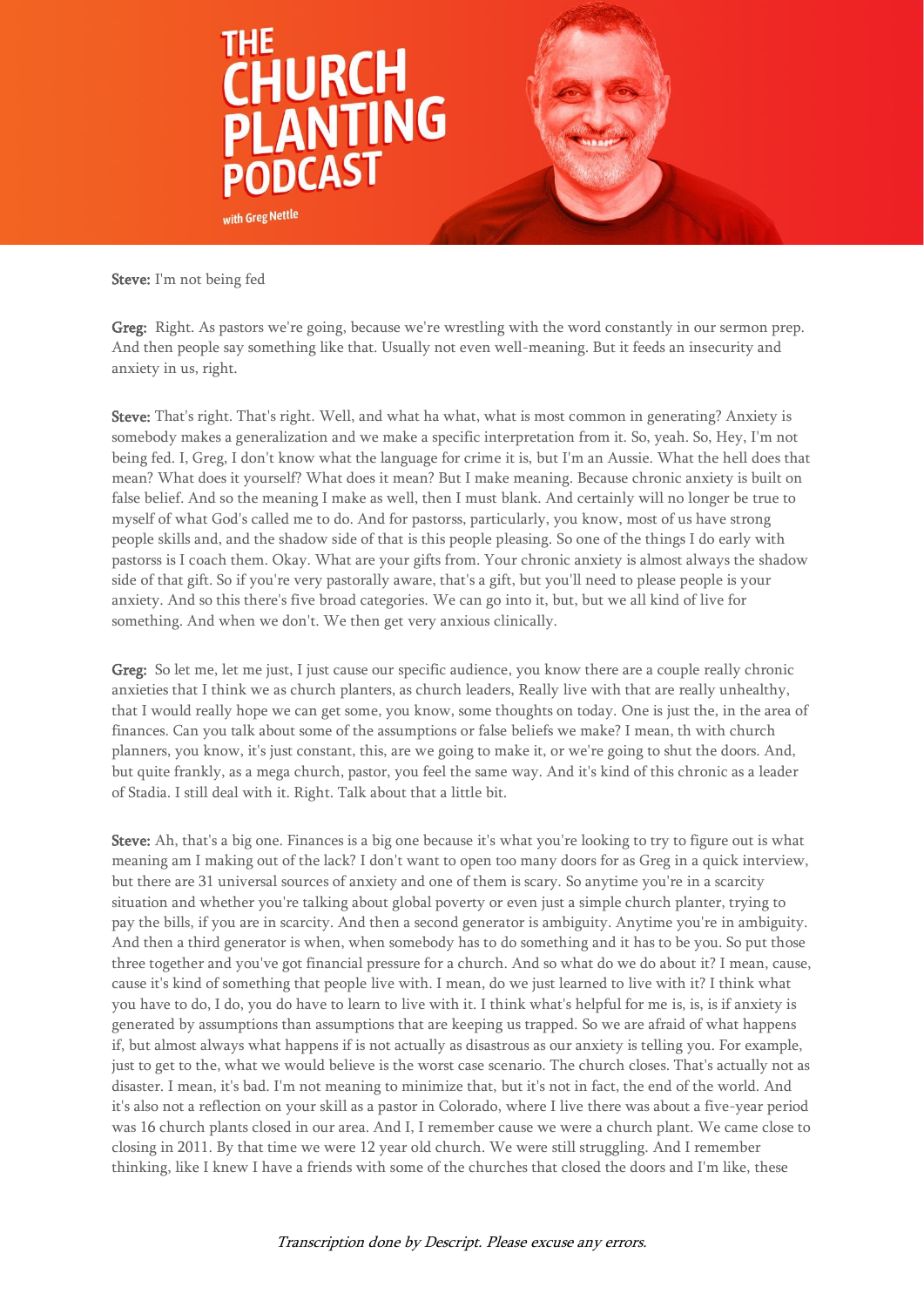**Steve:** I'm not being fed

**Greg:** Right. As pastors we're going, because we're wrestling with the word constantly in our sermon prep. And then people say something like that. Usually not even well-meaning. But it feeds an insecurity and anxiety in us, right.

**Steve:** That's right. That's right. Well, and what ha what, what is most common in generating? Anxiety is somebody makes a generalization and we make a specific interpretation from it. So, yeah. So, Hey, I'm not being fed. I, Greg, I don't know what the language for crime it is, but I'm an Aussie. What the hell does that mean? What does it yourself? What does it mean? But I make meaning. Because chronic anxiety is built on false belief. And so the meaning I make as well, then I must blank. And certainly will no longer be true to myself of what God's called me to do. And for pastorss, particularly, you know, most of us have strong people skills and, and the shadow side of that is this people pleasing. So one of the things I do early with pastorss is I coach them. Okay. What are your gifts from. Your chronic anxiety is almost always the shadow side of that gift. So if you're very pastorally aware, that's a gift, but you'll need to please people is your anxiety. And so this there's five broad categories. We can go into it, but, but we all kind of live for something. And when we don't. We then get very anxious clinically.

**Greg:** So let me, let me just, I just cause our specific audience, you know there are a couple really chronic anxieties that I think we as church planters, as church leaders, Really live with that are really unhealthy, that I would really hope we can get some, you know, some thoughts on today. One is just the, in the area of finances. Can you talk about some of the assumptions or false beliefs we make? I mean, th with church planners, you know, it's just constant, this, are we going to make it, or we're going to shut the doors. And, but quite frankly, as a mega church, pastor, you feel the same way. And it's kind of this chronic as a leader of Stadia. I still deal with it. Right. Talk about that a little bit.

**Steve:** Ah, that's a big one. Finances is a big one because it's what you're looking to try to figure out is what meaning am I making out of the lack? I don't want to open too many doors for as Greg in a quick interview, but there are 31 universal sources of anxiety and one of them is scarcity. So anytime you're in a scarcity situation and whether you're talking about global poverty or even just a simple church planter, trying to pay the bills, if you are in scarcity. And then a second generator is ambiguity. Anytime you're in ambiguity. And then a third generator is when, when somebody has to do something and it has to be you. So put those three together and you've got financial pressure for a church. And so what do we do about it? I mean, cause, cause it's kind of something that people live with. I mean, do we just learned to live with it? I think what you have to do, I do, you do have to learn to live with it. I think what's helpful for me is, is, is if anxiety is generated by assumptions than assumptions that are keeping us trapped. So we are afraid of what happens if, but almost always what happens if is not actually as disastrous as our anxiety is telling you. For example, just to get to the, what we would believe is the worst case scenario. The church closes. That's actually not as disaster. I mean, it's bad. I'm not meaning to minimize that, but it's not in fact, the end of the world. And it's also not a reflection on your skill as a pastor in Colorado, where I live there was about a five-year period was 16 church plants closed in our area. And I, I remember cause we were a church plant. We came close to closing in 2011. By that time we were 12 year old church. We were still struggling. And I remember thinking, like I knew I have a friends with some of the churches that closed the doors and I'm like, these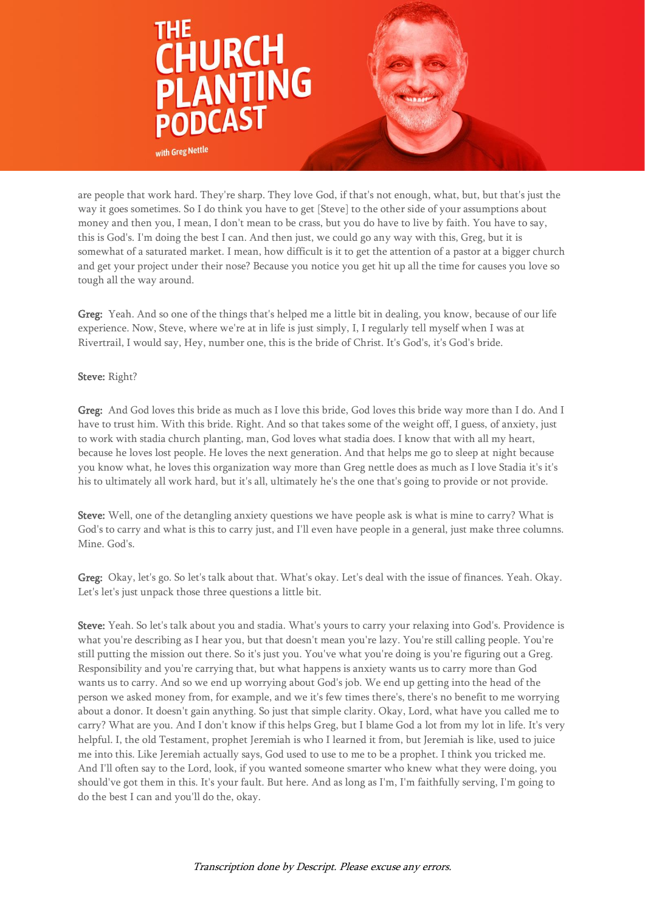are people that work hard. They're sharp. They love God, if that's not enough, what, but, but that's just the way it goes sometimes. So I do think you have to get [Steve] to the other side of your assumptions about money and then you, I mean, I don't mean to be crass, but you do have to live by faith. You have to say, this is God's. I'm doing the best I can. And then just, we could go any way with this, Greg, but it is somewhat of a saturated market. I mean, how difficult is it to get the attention of a pastor at a bigger church and get your project under their nose? Because you notice you get hit up all the time for causes you love so tough all the way around.

**Greg:** Yeah. And so one of the things that's helped me a little bit in dealing, you know, because of our life experience. Now, Steve, where we're at in life is just simply, I, I regularly tell myself when I was at Rivertrail, I would say, Hey, number one, this is the bride of Christ. It's God's, it's God's bride.

**Steve:** Right?

**Greg:** And God loves this bride as much as I love this bride, God loves this bride way more than I do. And I have to trust him. With this bride. Right. And so that takes some of the weight off, I guess, of anxiety, just to work with stadia church planting, man, God loves what stadia does. I know that with all my heart, because he loves lost people. He loves the next generation. And that helps me go to sleep at night because you know what, he loves this organization way more than Greg nettle does as much as I love Stadia it's it's his to ultimately all work hard, but it's all, ultimately he's the one that's going to provide or not provide.

**Steve:** Well, one of the detangling anxiety questions we have people ask is what is mine to carry? What is God's to carry and what is this to carry just, and I'll even have people in a general, just make three columns. Mine. God's.

**Greg:** Okay, let's go. So let's talk about that. What's okay. Let's deal with the issue of finances. Yeah. Okay. Let's let's just unpack those three questions a little bit.

**Steve:** Yeah. So let's talk about you and stadia. What's yours to carry your relaxing into God's. Providence is what you're describing as I hear you, but that doesn't mean you're lazy. You're still calling people. You're still putting the mission out there. So it's just you. You've what you're doing is you're figuring out a Greg. Responsibility and you're carrying that, but what happens is anxiety wants us to carry more than God wants us to carry. And so we end up worrying about God's job. We end up getting into the head of the person we asked money from, for example, and we it's few times there's, there's no benefit to me worrying about a donor. It doesn't gain anything. So just that simple clarity. Okay, Lord, what have you called me to carry? What are you. And I don't know if this helps Greg, but I blame God a lot from my lot in life. It's very helpful. I, the old Testament, prophet Jeremiah is who I learned it from, but Jeremiah is like, used to juice me into this. Like Jeremiah actually says, God used to use to me to be a prophet. I think you tricked me. And I'll often say to the Lord, look, if you wanted someone smarter who knew what they were doing, you should've got them in this. It's your fault. But here. And as long as I'm, I'm faithfully serving, I'm going to do the best I can and you'll do the, okay.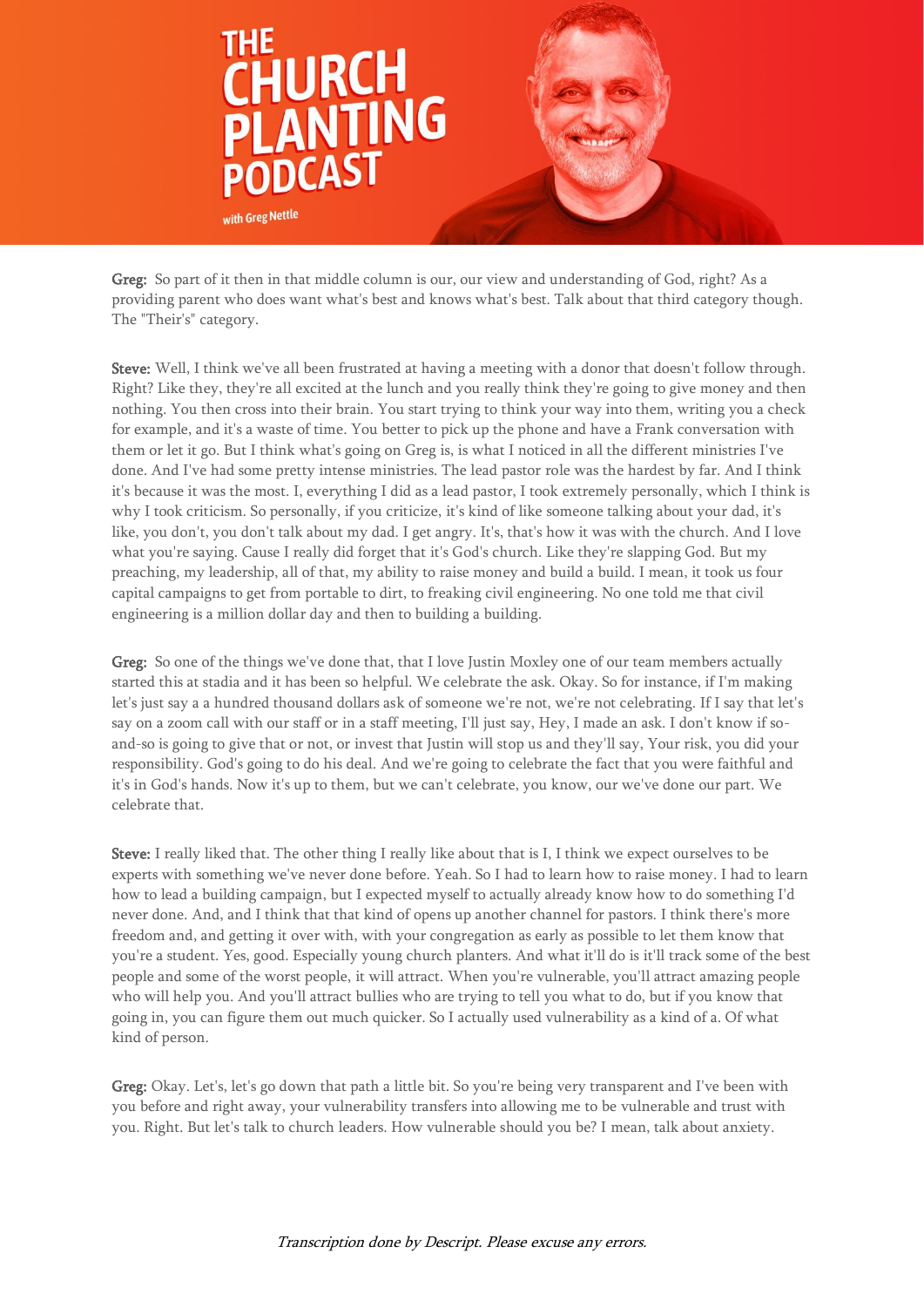**Greg:** So part of it then in that middle column is our, our view and understanding of God, right? As a providing parent who does want what's best and knows what's best. Talk about that third category though. The "Their's" category.

**Steve:** Well, I think we've all been frustrated at having a meeting with a donor that doesn't follow through. Right? Like they, they're all excited at the lunch and you really think they're going to give money and then nothing. You then cross into their brain. You start trying to think your way into them, writing you a check for example, and it's a waste of time. You better to pick up the phone and have a Frank conversation with them or let it go. But I think what's going on Greg is, is what I noticed in all the different ministries I've done. And I've had some pretty intense ministries. The lead pastor role was the hardest by far. And I think it's because it was the most. I, everything I did as a lead pastor, I took extremely personally, which I think is why I took criticism. So personally, if you criticize, it's kind of like someone talking about your dad, it's like, you don't, you don't talk about my dad. I get angry. It's, that's how it was with the church. And I love what you're saying. Cause I really did forget that it's God's church. Like they're slapping God. But my preaching, my leadership, all of that, my ability to raise money and build a build. I mean, it took us four capital campaigns to get from portable to dirt, to freaking civil engineering. No one told me that civil engineering is a million dollar day and then to building a building.

**Greg:** So one of the things we've done that, that I love Justin Moxley one of our team members actually started this at stadia and it has been so helpful. We celebrate the ask. Okay. So for instance, if I'm making let's just say a a hundred thousand dollars ask of someone we're not, we're not celebrating. If I say that let's say on a zoom call with our staff or in a staff meeting, I'll just say, Hey, I made an ask. I don't know if so-and-so is going to give that or not, or invest that Justin will stop us and they'll say, Your risk, you did your responsibility. God's going to do his deal. And we're going to celebrate the fact that you were faithful and it's in God's hands. Now it's up to them, but we can't celebrate, you know, our we've done our part. We celebrate that.

**Steve:** I really liked that. The other thing I really like about that is I, I think we expect ourselves to be experts with something we've never done before. Yeah. So I had to learn how to raise money. I had to learn how to lead a building campaign, but I expected myself to actually already know how to do something I'd never done. And, and I think that that kind of opens up another channel for pastors. I think there's more freedom and, and getting it over with, with your congregation as early as possible to let them know that you're a student. Yes, good. Especially young church planters. And what it'll do is it'll track some of the best people and some of the worst people, it will attract. When you're vulnerable, you'll attract amazing people who will help you. And you'll attract bullies who are trying to tell you what to do, but if you know that going in, you can figure them out much quicker. So I actually used vulnerability as a kind of a. Of what kind of person.

**Greg:** Okay. Let's, let's go down that path a little bit. So you're being very transparent and I've been with you before and right away, your vulnerability transfers into allowing me to be vulnerable and trust with you. Right. But let's talk to church leaders. How vulnerable should you be? I mean, talk about anxiety.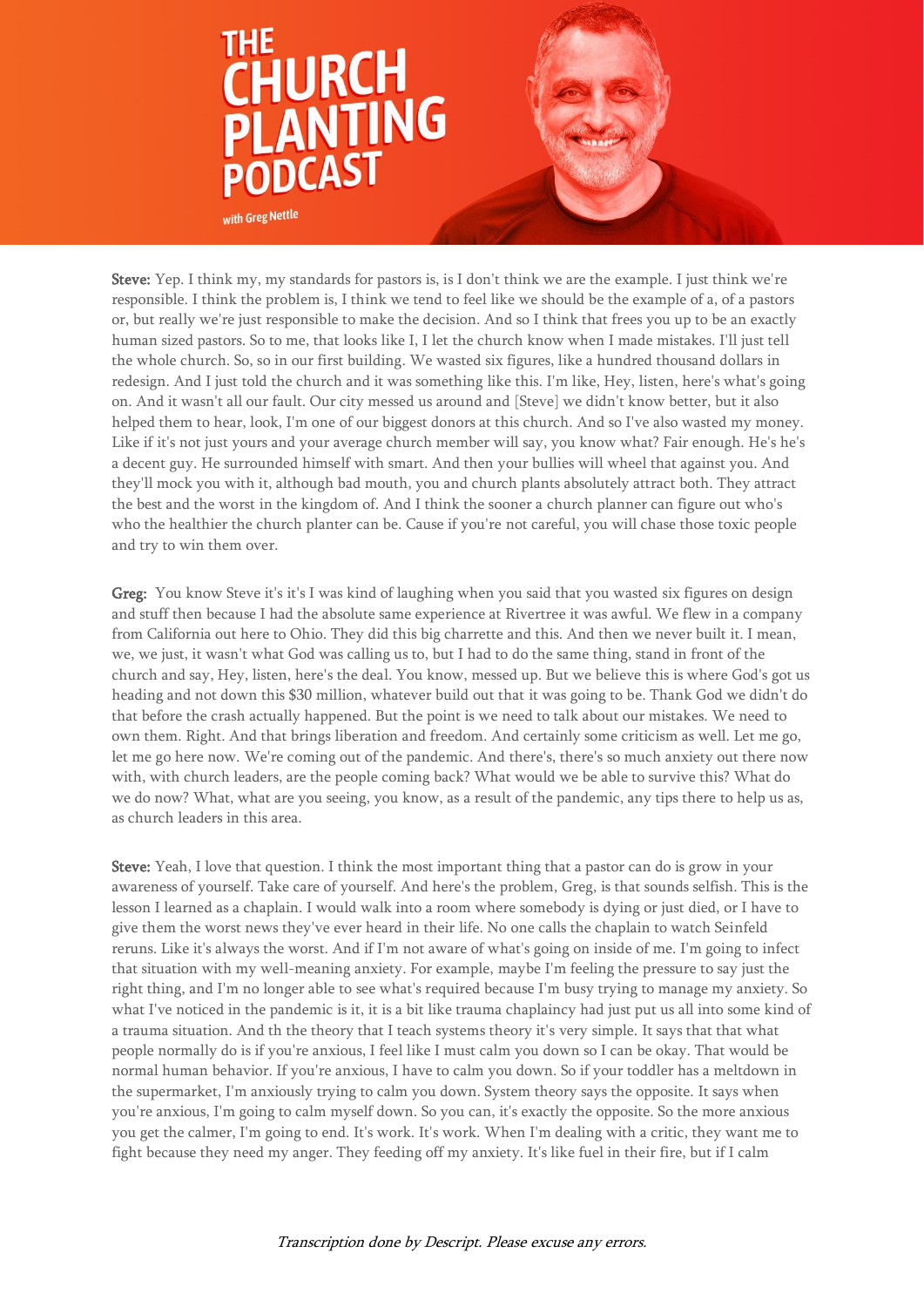**Steve:** Yep. I think my, my standards for pastors is, is I don't think we are the example. I just think we're responsible. I think the problem is, I think we tend to feel like we should be the example of a, of a pastors or, but really we're just responsible to make the decision. And so I think that frees you up to be an exactly human sized pastors. So to me, that looks like I, I let the church know when I made mistakes. I'll just tell the whole church. So, so in our first building. We wasted six figures, like a hundred thousand dollars in redesign. And I just told the church and it was something like this. I'm like, Hey, listen, here's what's going on. And it wasn't all our fault. Our city messed us around and [Steve] we didn't know better, but it also helped them to hear, look, I'm one of our biggest donors at this church. And so I've also wasted my money. Like if it's not just yours and your average church member will say, you know what? Fair enough. He's he's a decent guy. He surrounded himself with smart. And then your bullies will wheel that against you. And they'll mock you with it, although bad mouth, you and church plants absolutely attract both. They attract the best and the worst in the kingdom of. And I think the sooner a church planner can figure out who's who the healthier the church planter can be. Cause if you're not careful, you will chase those toxic people and try to win them over.

**Greg:** You know Steve it's it's I was kind of laughing when you said that you wasted six figures on design and stuff then because I had the absolute same experience at Rivertree it was awful. We flew in a company from California out here to Ohio. They did this big charrette and this. And then we never built it. I mean, we, we just, it wasn't what God was calling us to, but I had to do the same thing, stand in front of the church and say, Hey, listen, here's the deal. You know, messed up. But we believe this is where God's got us heading and not down this $30 million, whatever build out that it was going to be. Thank God we didn't do that before the crash actually happened. But the point is we need to talk about our mistakes. We need to own them. Right. And that brings liberation and freedom. And certainly some criticism as well. Let me go, let me go here now. We're coming out of the pandemic. And there's, there's so much anxiety out there now with, with church leaders, are the people coming back? What would we be able to survive this? What do we do now? What, what are you seeing, you know, as a result of the pandemic, any tips there to help us as, as church leaders in this area.

**Steve:** Yeah, I love that question. I think the most important thing that a pastor can do is grow in your awareness of yourself. Take care of yourself. And here's the problem, Greg, is that sounds selfish. This is the lesson I learned as a chaplain. I would walk into a room where somebody is dying or just died, or I have to give them the worst news they've ever heard in their life. No one calls the chaplain to watch Seinfeld reruns. Like it's always the worst. And if I'm not aware of what's going on inside of me. I'm going to infect that situation with my well-meaning anxiety. For example, maybe I'm feeling the pressure to say just the right thing, and I'm no longer able to see what's required because I'm busy trying to manage my anxiety. So what I've noticed in the pandemic is it, it is a bit like trauma chaplaincy had just put us all into some kind of a trauma situation. And th the theory that I teach systems theory it's very simple. It says that that what people normally do is if you're anxious, I feel like I must calm you down so I can be okay. That would be normal human behavior. If you're anxious, I have to calm you down. So if your toddler has a meltdown in the supermarket, I'm anxiously trying to calm you down. System theory says the opposite. It says when you're anxious, I'm going to calm myself down. So you can, it's exactly the opposite. So the more anxious you get the calmer, I'm going to end. It's work. It's work. When I'm dealing with a critic, they want me to fight because they need my anger. They feeding off my anxiety. It's like fuel in their fire, but if I calm

*Transcription done by Descript. Please excuse any errors.*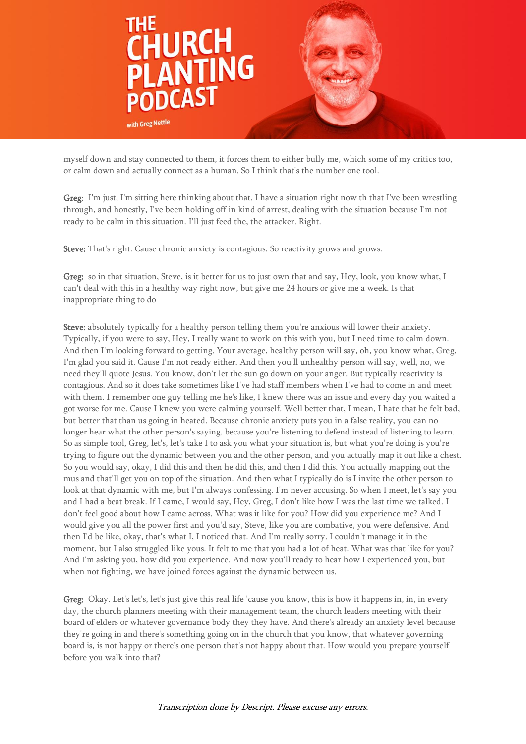myself down and stay connected to them, it forces them to either bully me, which some of my critics too, or calm down and actually connect as a human. So I think that's the number one tool.

**Greg:** I'm just, I'm sitting here thinking about that. I have a situation right now th that I've been wrestling through, and honestly, I've been holding off in kind of arrest, dealing with the situation because I'm not ready to be calm in this situation. I'll just feed the, the attacker. Right.

**Steve:** That's right. Cause chronic anxiety is contagious. So reactivity grows and grows.

**Greg:** so in that situation, Steve, is it better for us to just own that and say, Hey, look, you know what, I can't deal with this in a healthy way right now, but give me 24 hours or give me a week. Is that inappropriate thing to do

**Steve:** absolutely typically for a healthy person telling them you're anxious will lower their anxiety. Typically, if you were to say, Hey, I really want to work on this with you, but I need time to calm down. And then I'm looking forward to getting. Your average, healthy person will say, oh, you know what, Greg, I'm glad you said it. Cause I'm not ready either. And then you'll unhealthy person will say, well, no, we need they'll quote Jesus. You know, don't let the sun go down on your anger. But typically reactivity is contagious. And so it does take sometimes like I've had staff members when I've had to come in and meet with them. I remember one guy telling me he's like, I knew there was an issue and every day you waited a got worse for me. Cause I knew you were calming yourself. Well better that, I mean, I hate that he felt bad, but better that than us going in heated. Because chronic anxiety puts you in a false reality, you can no longer hear what the other person's saying, because you're listening to defend instead of listening to learn. So as simple tool, Greg, let's, let's take I to ask you what your situation is, but what you're doing is you're trying to figure out the dynamic between you and the other person, and you actually map it out like a chest. So you would say, okay, I did this and then he did this, and then I did this. You actually mapping out the mus and that'll get you on top of the situation. And then what I typically do is I invite the other person to look at that dynamic with me, but I'm always confessing. I'm never accusing. So when I meet, let's say you and I had a beat break. If I came, I would say, Hey, Greg, I don't like how I was the last time we talked. I don't feel good about how I came across. What was it like for you? How did you experience me? And I would give you all the power first and you'd say, Steve, like you are combative, you were defensive. And then I'd be like, okay, that's what I, I noticed that. And I'm really sorry. I couldn't manage it in the moment, but I also struggled like yous. It felt to me that you had a lot of heat. What was that like for you? And I'm asking you, how did you experience. And now you'll ready to hear how I experienced you, but when not fighting, we have joined forces against the dynamic between us.

**Greg:** Okay. Let's let's, let's just give this real life 'cause you know, this is how it happens in, in, in every day, the church planners meeting with their management team, the church leaders meeting with their board of elders or whatever governance body they they have. And there's already an anxiety level because they're going in and there's something going on in the church that you know, that whatever governing board is, is not happy or there's one person that's not happy about that. How would you prepare yourself before you walk into that?

*Transcription done by Descript. Please excuse any errors.*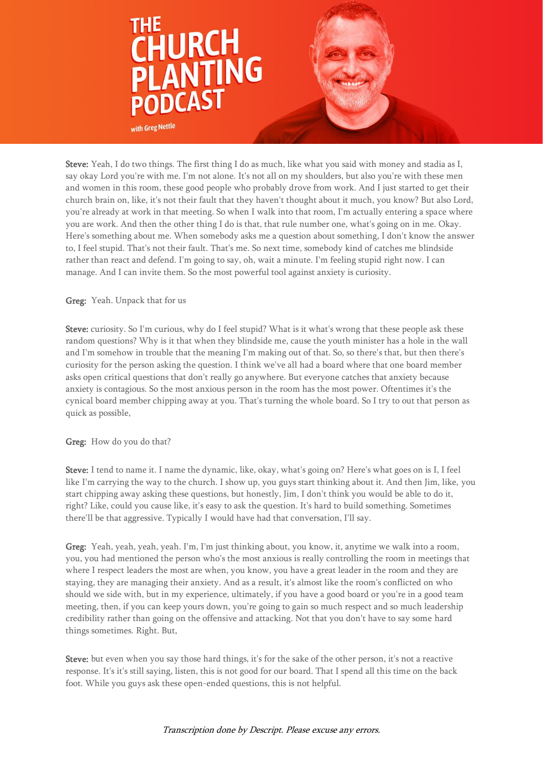**Steve:** Yeah, I do two things. The first thing I do as much, like what you said with money and stadia as I, say okay Lord you're with me. I'm not alone. It's not all on my shoulders, but also you're with these men and women in this room, these good people who probably drove from work. And I just started to get their church brain on, like, it's not their fault that they haven't thought about it much, you know? But also Lord, you're already at work in that meeting. So when I walk into that room, I'm actually entering a space where you are work. And then the other thing I do is that, that rule number one, what's going on in me. Okay. Here's something about me. When somebody asks me a question about something, I don't know the answer to, I feel stupid. That's not their fault. That's me. So next time, somebody kind of catches me blindside rather than react and defend. I'm going to say, oh, wait a minute. I'm feeling stupid right now. I can manage. And I can invite them. So the most powerful tool against anxiety is curiosity.

**Greg:** Yeah. Unpack that for us

**Steve:** curiosity. So I'm curious, why do I feel stupid? What is it what's wrong that these people ask these random questions? Why is it that when they blindside me, cause the youth minister has a hole in the wall and I'm somehow in trouble that the meaning I'm making out of that. So, so there's that, but then there's curiosity for the person asking the question. I think we've all had a board where that one board member asks open critical questions that don't really go anywhere. But everyone catches that anxiety because anxiety is contagious. So the most anxious person in the room has the most power. Oftentimes it's the cynical board member chipping away at you. That's turning the whole board. So I try to out that person as quick as possible,

**Greg:** How do you do that?

**Steve:** I tend to name it. I name the dynamic, like, okay, what's going on? Here's what goes on is I, I feel like I'm carrying the way to the church. I show up, you guys start thinking about it. And then Jim, like, you start chipping away asking these questions, but honestly, Jim, I don't think you would be able to do it, right? Like, could you cause like, it's easy to ask the question. It's hard to build something. Sometimes there'll be that aggressive. Typically I would have had that conversation, I'll say.

**Greg:** Yeah, yeah, yeah, yeah. I'm, I'm just thinking about, you know, it, anytime we walk into a room, you, you had mentioned the person who's the most anxious is really controlling the room in meetings that where I respect leaders the most are when, you know, you have a great leader in the room and they are staying, they are managing their anxiety. And as a result, it's almost like the room's conflicted on who should we side with, but in my experience, ultimately, if you have a good board or you're in a good team meeting, then, if you can keep yours down, you're going to gain so much respect and so much leadership credibility rather than going on the offensive and attacking. Not that you don't have to say some hard things sometimes. Right. But,

**Steve:** but even when you say those hard things, it's for the sake of the other person, it's not a reactive response. It's it's still saying, listen, this is not good for our board. That I spend all this time on the back foot. While you guys ask these open-ended questions, this is not helpful.

*Transcription done by Descript. Please excuse any errors.*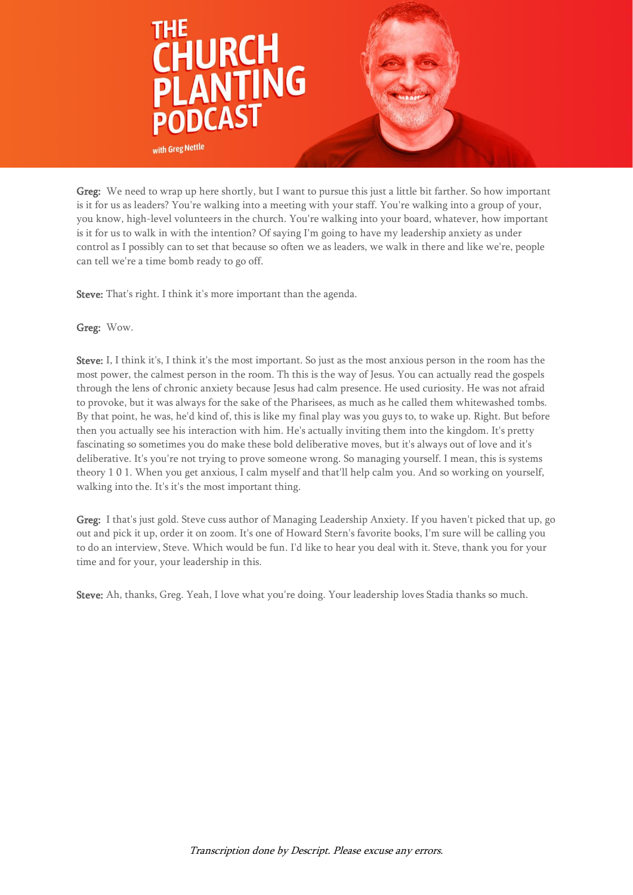**Greg:** We need to wrap up here shortly, but I want to pursue this just a little bit farther. So how important is it for us as leaders? You're walking into a meeting with your staff. You're walking into a group of your, you know, high-level volunteers in the church. You're walking into your board, whatever, how important is it for us to walk in with the intention? Of saying I'm going to have my leadership anxiety as under control as I possibly can to set that because so often we as leaders, we walk in there and like we're, people can tell we're a time bomb ready to go off.

**Steve:** That's right. I think it's more important than the agenda.

**Greg:** Wow.

**Steve:** I, I think it's, I think it's the most important. So just as the most anxious person in the room has the most power, the calmest person in the room. Th this is the way of Jesus. You can actually read the gospels through the lens of chronic anxiety because Jesus had calm presence. He used curiosity. He was not afraid to provoke, but it was always for the sake of the Pharisees, as much as he called them whitewashed tombs. By that point, he was, he'd kind of, this is like my final play was you guys to, to wake up. Right. But before then you actually see his interaction with him. He's actually inviting them into the kingdom. It's pretty fascinating so sometimes you do make these bold deliberative moves, but it's always out of love and it's deliberative. It's you're not trying to prove someone wrong. So managing yourself. I mean, this is systems theory 1 0 1. When you get anxious, I calm myself and that'll help calm you. And so working on yourself, walking into the. It's it's the most important thing.

**Greg:** I that's just gold. Steve cuss author of Managing Leadership Anxiety. If you haven't picked that up, go out and pick it up, order it on zoom. It's one of Howard Stern's favorite books, I'm sure will be calling you to do an interview, Steve. Which would be fun. I'd like to hear you deal with it. Steve, thank you for your time and for your, your leadership in this.

**Steve:** Ah, thanks, Greg. Yeah, I love what you're doing. Your leadership loves Stadia thanks so much.

*Transcription done by Descript. Please excuse any errors.*